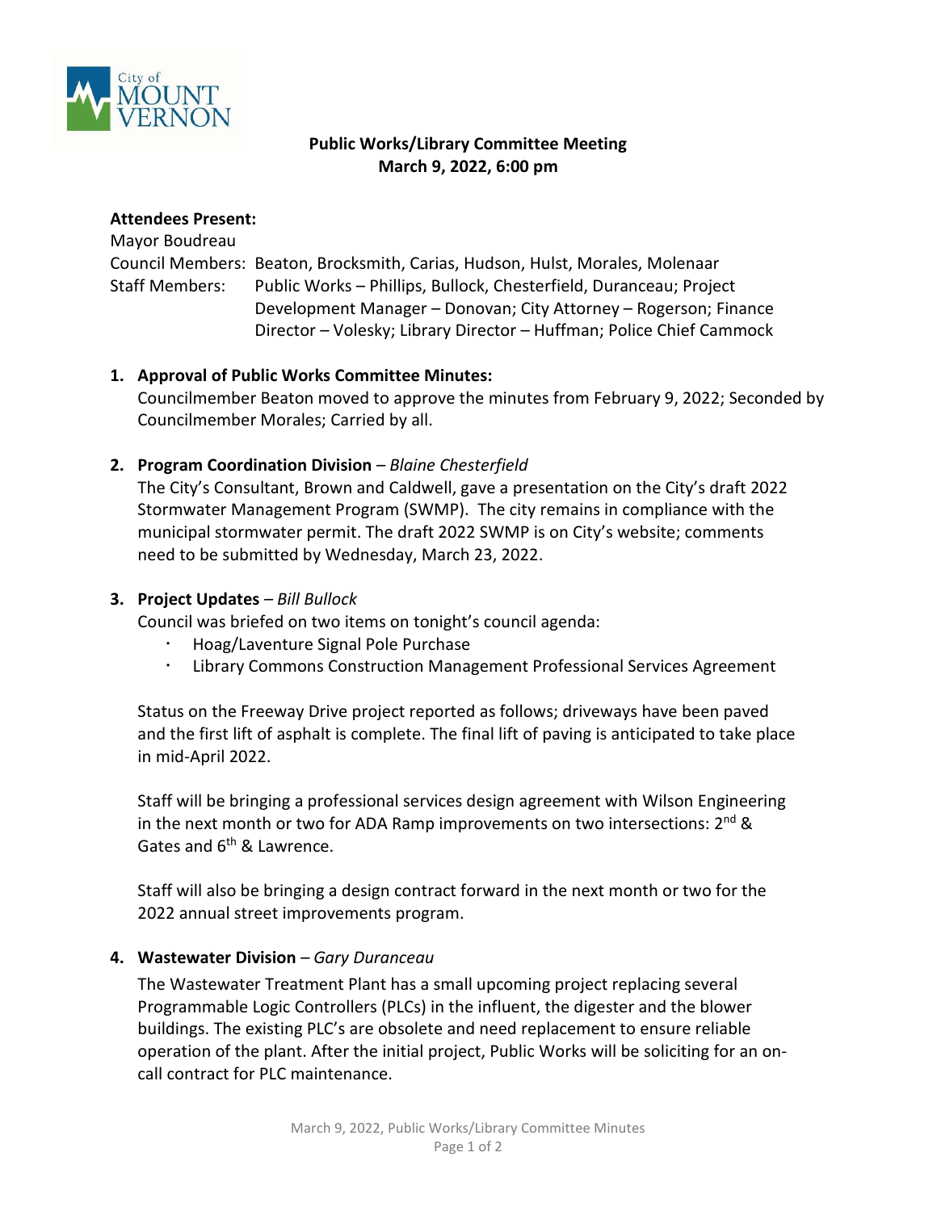# Public Works/Library Committee Meeting
## March 9, 2022, 6:00 pm

**Attendees Present:**

Mayor Boudreau

Council Members: Beaton, Brocksmith, Carias, Hudson, Hulst, Morales, Molenaar

Staff Members: Public Works – Phillips, Bullock, Chesterfield, Duranceau; Project Development Manager – Donovan; City Attorney – Rogerson; Finance Director – Volesky; Library Director – Huffman; Police Chief Cammock

1. **Approval of Public Works Committee Minutes:**
   Councilmember Beaton moved to approve the minutes from February 9, 2022; Seconded by Councilmember Morales; Carried by all.

2. **Program Coordination Division** – *Blaine Chesterfield*
   The City's Consultant, Brown and Caldwell, gave a presentation on the City's draft 2022 Stormwater Management Program (SWMP). The city remains in compliance with the municipal stormwater permit. The draft 2022 SWMP is on City's website; comments need to be submitted by Wednesday, March 23, 2022.

3. **Project Updates** – *Bill Bullock*
   Council was briefed on two items on tonight's council agenda:
   - Hoag/Laventure Signal Pole Purchase
   - Library Commons Construction Management Professional Services Agreement

   Status on the Freeway Drive project reported as follows; driveways have been paved and the first lift of asphalt is complete. The final lift of paving is anticipated to take place in mid-April 2022.

   Staff will be bringing a professional services design agreement with Wilson Engineering in the next month or two for ADA Ramp improvements on two intersections: 2nd & Gates and 6th & Lawrence.

   Staff will also be bringing a design contract forward in the next month or two for the 2022 annual street improvements program.

4. **Wastewater Division** – *Gary Duranceau*
   The Wastewater Treatment Plant has a small upcoming project replacing several Programmable Logic Controllers (PLCs) in the influent, the digester and the blower buildings. The existing PLC's are obsolete and need replacement to ensure reliable operation of the plant. After the initial project, Public Works will be soliciting for an on-call contract for PLC maintenance.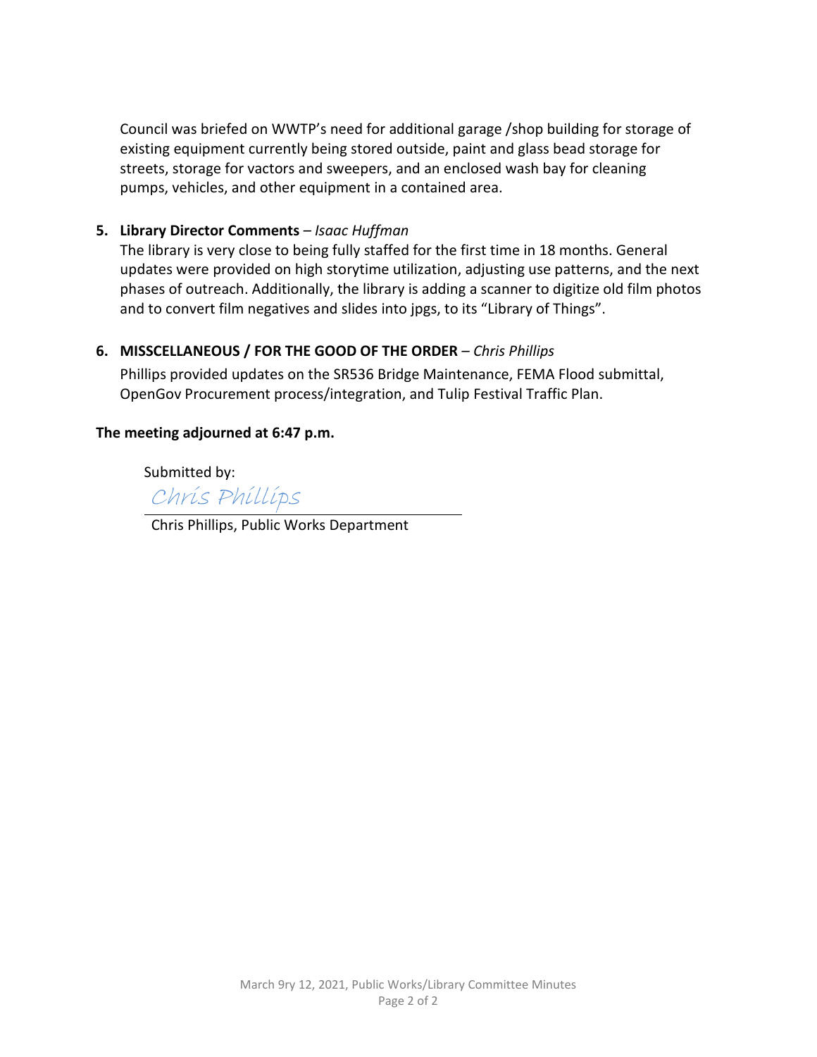Council was briefed on WWTP's need for additional garage /shop building for storage of existing equipment currently being stored outside, paint and glass bead storage for streets, storage for vactors and sweepers, and an enclosed wash bay for cleaning pumps, vehicles, and other equipment in a contained area.

5. **Library Director Comments** – *Isaac Huffman*

   The library is very close to being fully staffed for the first time in 18 months. General updates were provided on high storytime utilization, adjusting use patterns, and the next phases of outreach. Additionally, the library is adding a scanner to digitize old film photos and to convert film negatives and slides into jpgs, to its "Library of Things".

6. **MISSCELLANEOUS / FOR THE GOOD OF THE ORDER** – *Chris Phillips*

   Phillips provided updates on the SR536 Bridge Maintenance, FEMA Flood submittal, OpenGov Procurement process/integration, and Tulip Festival Traffic Plan.

**The meeting adjourned at 6:47 p.m.**

Submitted by:

*Chris Phillips*

Chris Phillips, Public Works Department